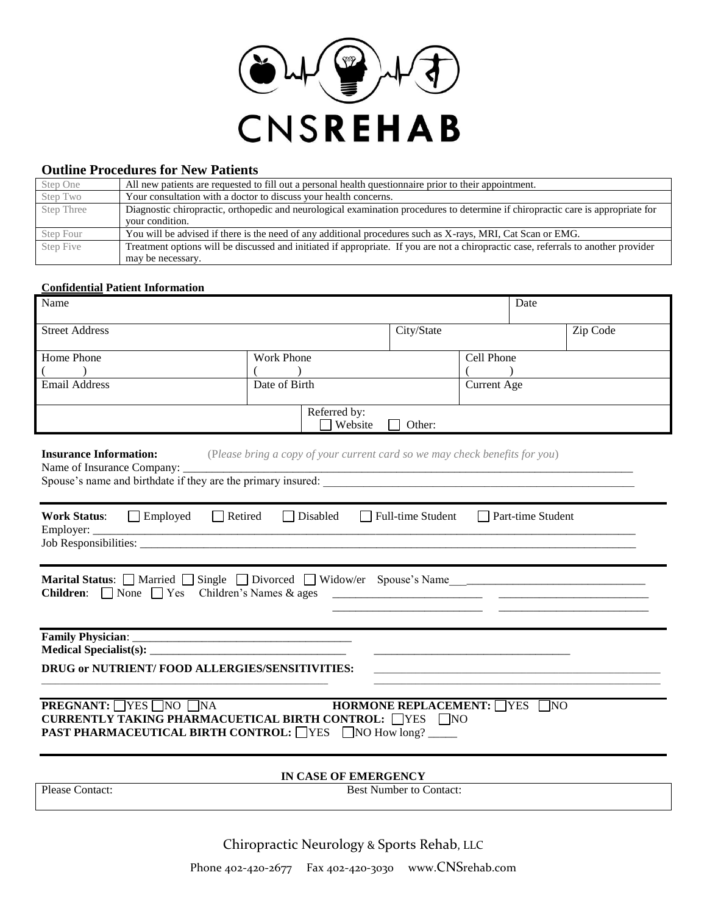# CNSREHAB

## Outline Procedures for New Patients

| | |
|---|---|
| Step One | All new patients are requested to fill out a personal health questionnaire prior to their appointment. |
| Step Two | Your consultation with a doctor to discuss your health concerns. |
| Step Three | Diagnostic chiropractic, orthopedic and neurological examination procedures to determine if chiropractic care is appropriate for your condition. |
| Step Four | You will be advised if there is the need of any additional procedures such as X-rays, MRI, Cat Scan or EMG. |
| Step Five | Treatment options will be discussed and initiated if appropriate. If you are not a chiropractic case, referrals to another provider may be necessary. |

**Confidential Patient Information**

| | | | |
|---|---|---|---|
| Name | | | Date |
| Street Address | | City/State | Zip Code |
| Home Phone ( ) | Work Phone ( ) | Cell Phone ( ) | |
| Email Address | Date of Birth | Current Age | |
| | Referred by: ☐ Website ☐ Other: | | |

**Insurance Information:** (*Please bring a copy of your current card so we may check benefits for you*)

Name of Insurance Company: ____________________

Spouse's name and birthdate if they are the primary insured: ____________________

**Work Status**: ☐ Employed ☐ Retired ☐ Disabled ☐ Full-time Student ☐ Part-time Student

Employer: ____________________

Job Responsibilities: ____________________

**Marital Status**: ☐ Married ☐ Single ☐ Divorced ☐ Widow/er Spouse's Name____________________

**Children**: ☐ None ☐ Yes Children's Names & ages ____________________ ____________________

____________________ ____________________

**Family Physician**: ____________________

**Medical Specialist(s):** ____________________ ____________________

**DRUG or NUTRIENT/ FOOD ALLERGIES/SENSITIVITIES:** ____________________

____________________ ____________________

**PREGNANT:** ☐YES ☐NO ☐NA **HORMONE REPLACEMENT:** ☐YES ☐NO

**CURRENTLY TAKING PHARMACUETICAL BIRTH CONTROL:** ☐YES ☐NO

**PAST PHARMACEUTICAL BIRTH CONTROL:** ☐YES ☐NO How long? _____

**IN CASE OF EMERGENCY**

| | |
|---|---|
| Please Contact: | Best Number to Contact: |

Chiropractic Neurology & Sports Rehab, LLC

Phone 402-420-2677 Fax 402-420-3030 www.CNSrehab.com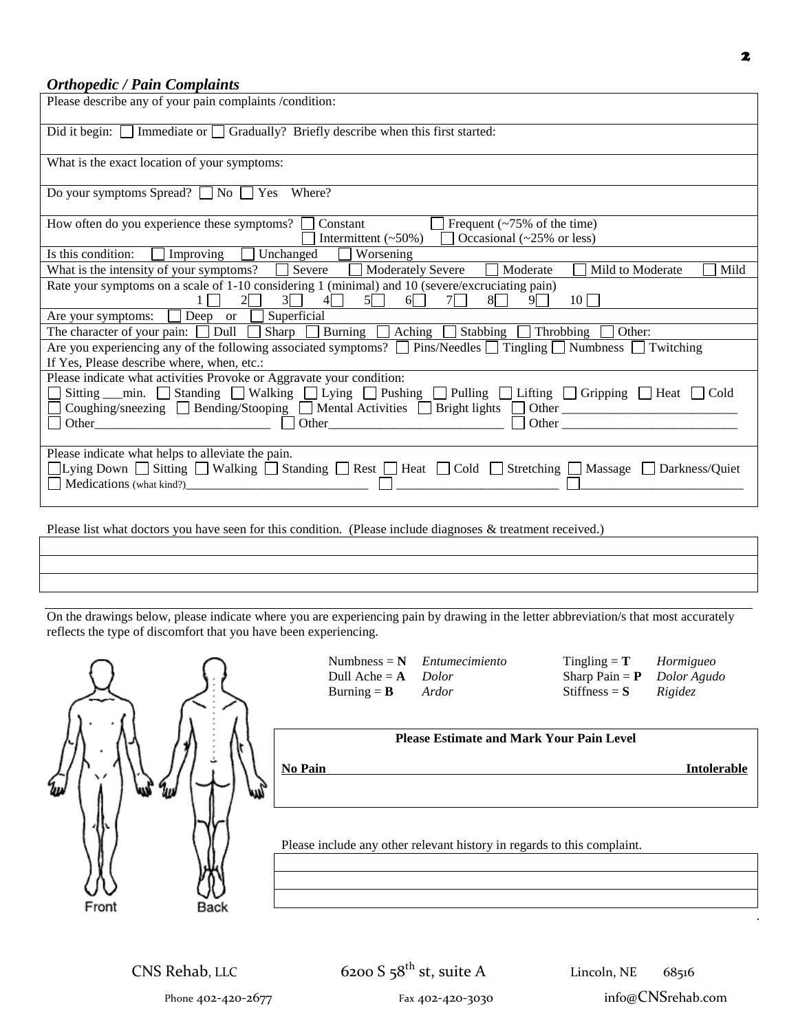### *Orthopedic / Pain Complaints*

| Please describe any of your pain complaints /condition: |
|---|
| Did it begin: ☐ Immediate or ☐ Gradually? Briefly describe when this first started: |
| What is the exact location of your symptoms: |
| Do your symptoms Spread? ☐ No ☐ Yes Where? |
| How often do you experience these symptoms? ☐ Constant ☐ Frequent (~75% of the time) ☐ Intermittent (~50%) ☐ Occasional (~25% or less) |
| Is this condition: ☐ Improving ☐ Unchanged ☐ Worsening |
| What is the intensity of your symptoms? ☐ Severe ☐ Moderately Severe ☐ Moderate ☐ Mild to Moderate ☐ Mild |
| Rate your symptoms on a scale of 1-10 considering 1 (minimal) and 10 (severe/excruciating pain) 1☐ 2☐ 3☐ 4☐ 5☐ 6☐ 7☐ 8☐ 9☐ 10☐ |
| Are your symptoms: ☐ Deep or ☐ Superficial |
| The character of your pain: ☐ Dull ☐ Sharp ☐ Burning ☐ Aching ☐ Stabbing ☐ Throbbing ☐ Other: |
| Are you experiencing any of the following associated symptoms? ☐ Pins/Needles ☐ Tingling ☐ Numbness ☐ Twitching<br>If Yes, Please describe where, when, etc.: |
| Please indicate what activities Provoke or Aggravate your condition:<br>☐ Sitting ___min. ☐ Standing ☐ Walking ☐ Lying ☐ Pushing ☐ Pulling ☐ Lifting ☐ Gripping ☐ Heat ☐ Cold<br>☐ Coughing/sneezing ☐ Bending/Stooping ☐ Mental Activities ☐ Bright lights ☐ Other ___________<br>☐ Other___________ ☐ Other___________ ☐ Other ___________ |
| Please indicate what helps to alleviate the pain.<br>☐ Lying Down ☐ Sitting ☐ Walking ☐ Standing ☐ Rest ☐ Heat ☐ Cold ☐ Stretching ☐ Massage ☐ Darkness/Quiet<br>☐ Medications (what kind?)___________ ☐ ___________ ☐ ___________ |

Please list what doctors you have seen for this condition. (Please include diagnoses & treatment received.)

| |
|---|
| |
| |
| |

On the drawings below, please indicate where you are experiencing pain by drawing in the letter abbreviation/s that most accurately reflects the type of discomfort that you have been experiencing.

Front Back

| | | | |
|---|---|---|---|
| Numbness = **N** | *Entumecimiento* | Tingling = **T** | *Hormigueo* |
| Dull Ache = **A** | *Dolor* | Sharp Pain = **P** | *Dolor Agudo* |
| Burning = **B** | *Ardor* | Stiffness = **S** | *Rigidez* |

**Please Estimate and Mark Your Pain Level**

**No Pain** ____________________________________________ **Intolerable**

Please include any other relevant history in regards to this complaint.

| |
|---|
| |
| |
| |

CNS Rehab, LLC 6200 S 58th st, suite A Lincoln, NE 68516

Phone 402-420-2677 Fax 402-420-3030 info@CNSrehab.com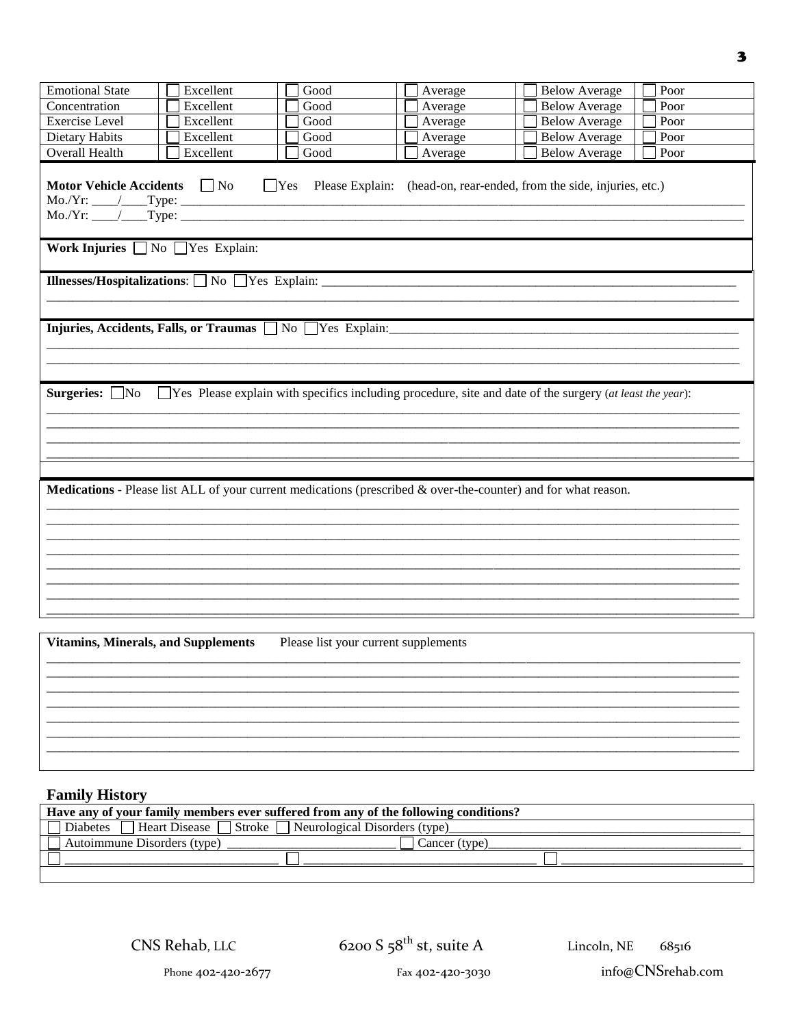| Emotional State | ☐ Excellent | ☐ Good | ☐ Average | ☐ Below Average | ☐ Poor |
|---|---|---|---|---|---|
| Concentration | ☐ Excellent | ☐ Good | ☐ Average | ☐ Below Average | ☐ Poor |
| Exercise Level | ☐ Excellent | ☐ Good | ☐ Average | ☐ Below Average | ☐ Poor |
| Dietary Habits | ☐ Excellent | ☐ Good | ☐ Average | ☐ Below Average | ☐ Poor |
| Overall Health | ☐ Excellent | ☐ Good | ☐ Average | ☐ Below Average | ☐ Poor |

**Motor Vehicle Accidents** ☐ No ☐ Yes Please Explain: (head-on, rear-ended, from the side, injuries, etc.)

Mo./Yr: ____/____Type: ______________________________________________

Mo./Yr: ____/____Type: ______________________________________________

**Work Injuries** ☐ No ☐ Yes Explain:

**Illnesses/Hospitalizations**: ☐ No ☐ Yes Explain: ______________________________________________

______________________________________________

**Injuries, Accidents, Falls, or Traumas** ☐ No ☐ Yes Explain: ______________________________________________

______________________________________________

______________________________________________

**Surgeries:** ☐ No ☐ Yes Please explain with specifics including procedure, site and date of the surgery (*at least the year*):

______________________________________________

______________________________________________

______________________________________________

______________________________________________

**Medications** - Please list ALL of your current medications (prescribed & over-the-counter) and for what reason.

______________________________________________

______________________________________________

______________________________________________

______________________________________________

______________________________________________

______________________________________________

______________________________________________

______________________________________________

**Vitamins, Minerals, and Supplements** Please list your current supplements

______________________________________________

______________________________________________

______________________________________________

______________________________________________

______________________________________________

______________________________________________

______________________________________________

## Family History

| Have any of your family members ever suffered from any of the following conditions? | | |
|---|---|---|
| ☐ Diabetes ☐ Heart Disease ☐ Stroke ☐ Neurological Disorders (type)________________ | | |
| ☐ Autoimmune Disorders (type) ________________ | ☐ Cancer (type)________________ | |
| ☐ ________________ | ☐ ________________ | ☐ ________________ |
| | | |

CNS Rehab, LLC 6200 S 58th st, suite A Lincoln, NE 68516

Phone 402-420-2677 Fax 402-420-3030 info@CNSrehab.com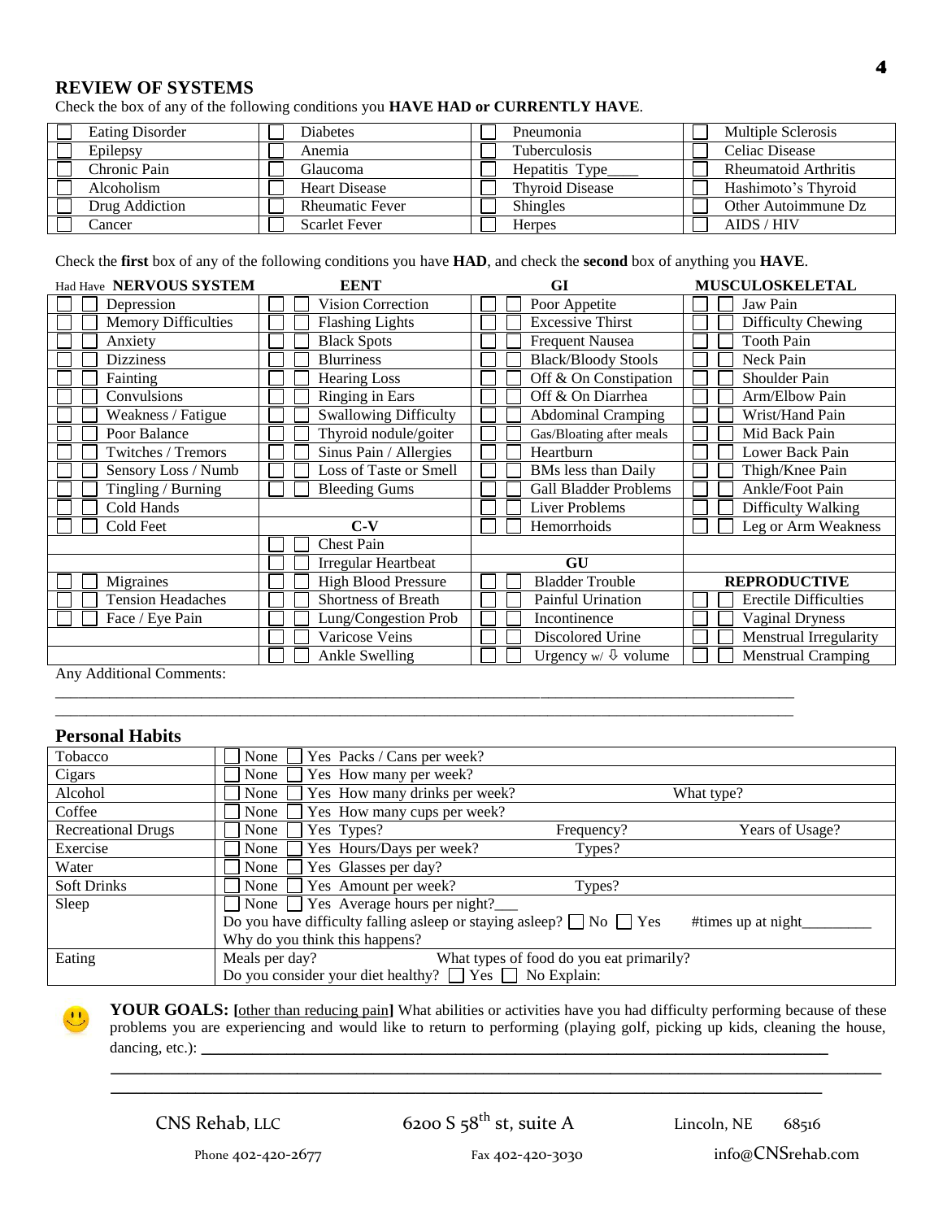## REVIEW OF SYSTEMS

Check the box of any of the following conditions you **HAVE HAD or CURRENTLY HAVE**.

| | | | |
|---|---|---|---|
| ☐ Eating Disorder | ☐ Diabetes | ☐ Pneumonia | ☐ Multiple Sclerosis |
| ☐ Epilepsy | ☐ Anemia | ☐ Tuberculosis | ☐ Celiac Disease |
| ☐ Chronic Pain | ☐ Glaucoma | ☐ Hepatitis Type____ | ☐ Rheumatoid Arthritis |
| ☐ Alcoholism | ☐ Heart Disease | ☐ Thyroid Disease | ☐ Hashimoto's Thyroid |
| ☐ Drug Addiction | ☐ Rheumatic Fever | ☐ Shingles | ☐ Other Autoimmune Dz |
| ☐ Cancer | ☐ Scarlet Fever | ☐ Herpes | ☐ AIDS / HIV |

Check the **first** box of any of the following conditions you have **HAD**, and check the **second** box of anything you **HAVE**.

| Had Have **NERVOUS SYSTEM** | **EENT** | **GI** | **MUSCULOSKELETAL** |
|---|---|---|---|
| ☐ ☐ Depression | ☐ ☐ Vision Correction | ☐ ☐ Poor Appetite | ☐ ☐ Jaw Pain |
| ☐ ☐ Memory Difficulties | ☐ ☐ Flashing Lights | ☐ ☐ Excessive Thirst | ☐ ☐ Difficulty Chewing |
| ☐ ☐ Anxiety | ☐ ☐ Black Spots | ☐ ☐ Frequent Nausea | ☐ ☐ Tooth Pain |
| ☐ ☐ Dizziness | ☐ ☐ Blurriness | ☐ ☐ Black/Bloody Stools | ☐ ☐ Neck Pain |
| ☐ ☐ Fainting | ☐ ☐ Hearing Loss | ☐ ☐ Off & On Constipation | ☐ ☐ Shoulder Pain |
| ☐ ☐ Convulsions | ☐ ☐ Ringing in Ears | ☐ ☐ Off & On Diarrhea | ☐ ☐ Arm/Elbow Pain |
| ☐ ☐ Weakness / Fatigue | ☐ ☐ Swallowing Difficulty | ☐ ☐ Abdominal Cramping | ☐ ☐ Wrist/Hand Pain |
| ☐ ☐ Poor Balance | ☐ ☐ Thyroid nodule/goiter | ☐ ☐ Gas/Bloating after meals | ☐ ☐ Mid Back Pain |
| ☐ ☐ Twitches / Tremors | ☐ ☐ Sinus Pain / Allergies | ☐ ☐ Heartburn | ☐ ☐ Lower Back Pain |
| ☐ ☐ Sensory Loss / Numb | ☐ ☐ Loss of Taste or Smell | ☐ ☐ BMs less than Daily | ☐ ☐ Thigh/Knee Pain |
| ☐ ☐ Tingling / Burning | ☐ ☐ Bleeding Gums | ☐ ☐ Gall Bladder Problems | ☐ ☐ Ankle/Foot Pain |
| ☐ ☐ Cold Hands | | ☐ ☐ Liver Problems | ☐ ☐ Difficulty Walking |
| ☐ ☐ Cold Feet | **C-V** | ☐ ☐ Hemorrhoids | ☐ ☐ Leg or Arm Weakness |
| | ☐ ☐ Chest Pain | | |
| | ☐ ☐ Irregular Heartbeat | **GU** | |
| ☐ ☐ Migraines | ☐ ☐ High Blood Pressure | ☐ ☐ Bladder Trouble | **REPRODUCTIVE** |
| ☐ ☐ Tension Headaches | ☐ ☐ Shortness of Breath | ☐ ☐ Painful Urination | ☐ ☐ Erectile Difficulties |
| ☐ ☐ Face / Eye Pain | ☐ ☐ Lung/Congestion Prob | ☐ ☐ Incontinence | ☐ ☐ Vaginal Dryness |
| | ☐ ☐ Varicose Veins | ☐ ☐ Discolored Urine | ☐ ☐ Menstrual Irregularity |
| | ☐ ☐ Ankle Swelling | ☐ ☐ Urgency w/ ⇩ volume | ☐ ☐ Menstrual Cramping |

Any Additional Comments: ________________________________________________________________

________________________________________________________________

## Personal Habits

| | |
|---|---|
| Tobacco | ☐ None ☐ Yes Packs / Cans per week? |
| Cigars | ☐ None ☐ Yes How many per week? |
| Alcohol | ☐ None ☐ Yes How many drinks per week? What type? |
| Coffee | ☐ None ☐ Yes How many cups per week? |
| Recreational Drugs | ☐ None ☐ Yes Types? Frequency? Years of Usage? |
| Exercise | ☐ None ☐ Yes Hours/Days per week? Types? |
| Water | ☐ None ☐ Yes Glasses per day? |
| Soft Drinks | ☐ None ☐ Yes Amount per week? Types? |
| Sleep | ☐ None ☐ Yes Average hours per night?___ <br> Do you have difficulty falling asleep or staying asleep? ☐ No ☐ Yes #times up at night________ <br> Why do you think this happens? |
| Eating | Meals per day? What types of food do you eat primarily? <br> Do you consider your diet healthy? ☐ Yes ☐ No Explain: |

**YOUR GOALS: [**other than reducing pain**]** What abilities or activities have you had difficulty performing because of these problems you are experiencing and would like to return to performing (playing golf, picking up kids, cleaning the house, dancing, etc.): ________________________________________________________________

________________________________________________________________

________________________________________________________________

CNS Rehab, LLC 6200 S 58th st, suite A Lincoln, NE 68516

Phone 402-420-2677 Fax 402-420-3030 info@CNSrehab.com